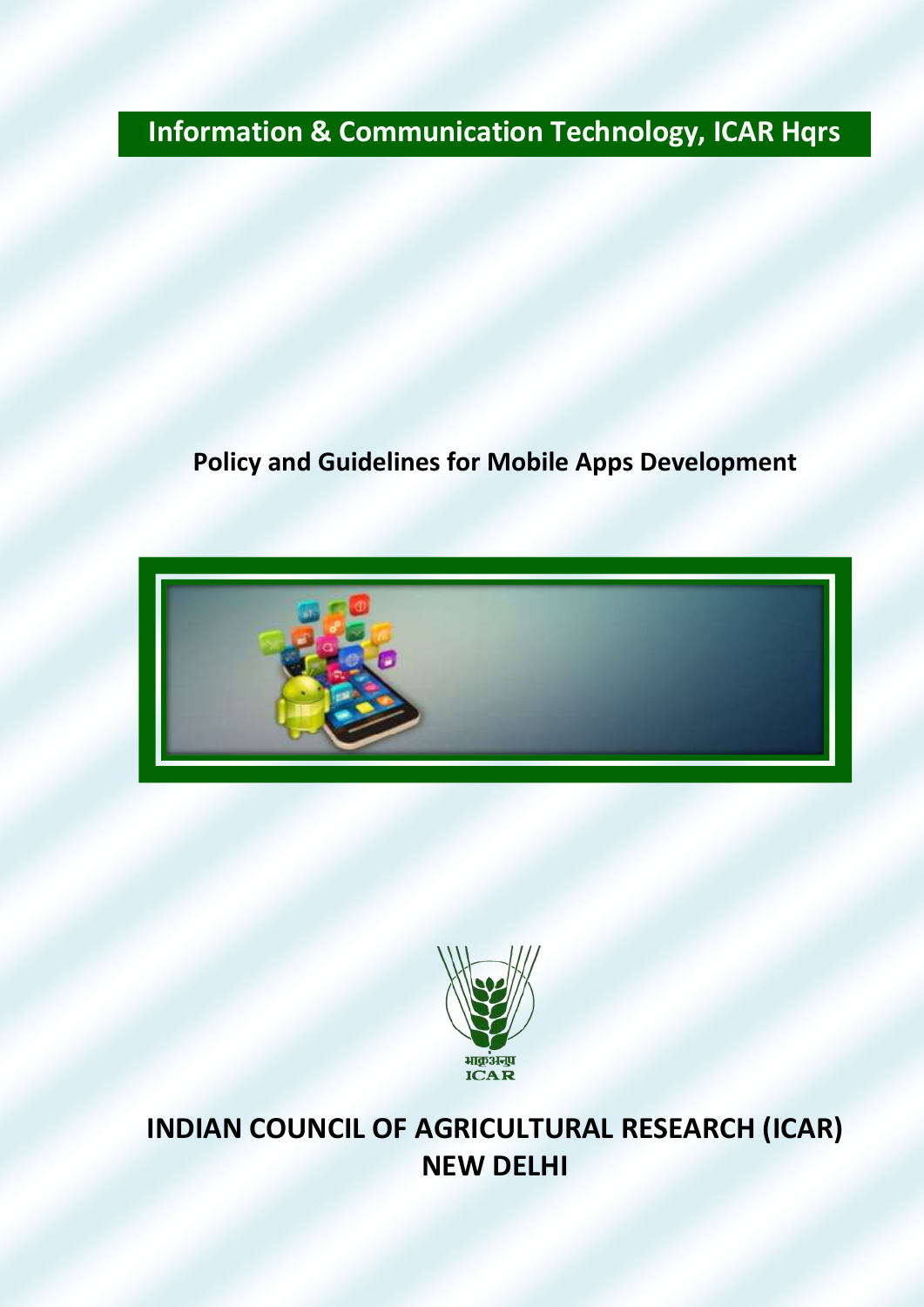**Information & Communication Technology, ICAR Hqrs**

# Policy and Guidelines for Mobile Apps Development

भाकृअनुप
ICAR

## INDIAN COUNCIL OF AGRICULTURAL RESEARCH (ICAR)
## NEW DELHI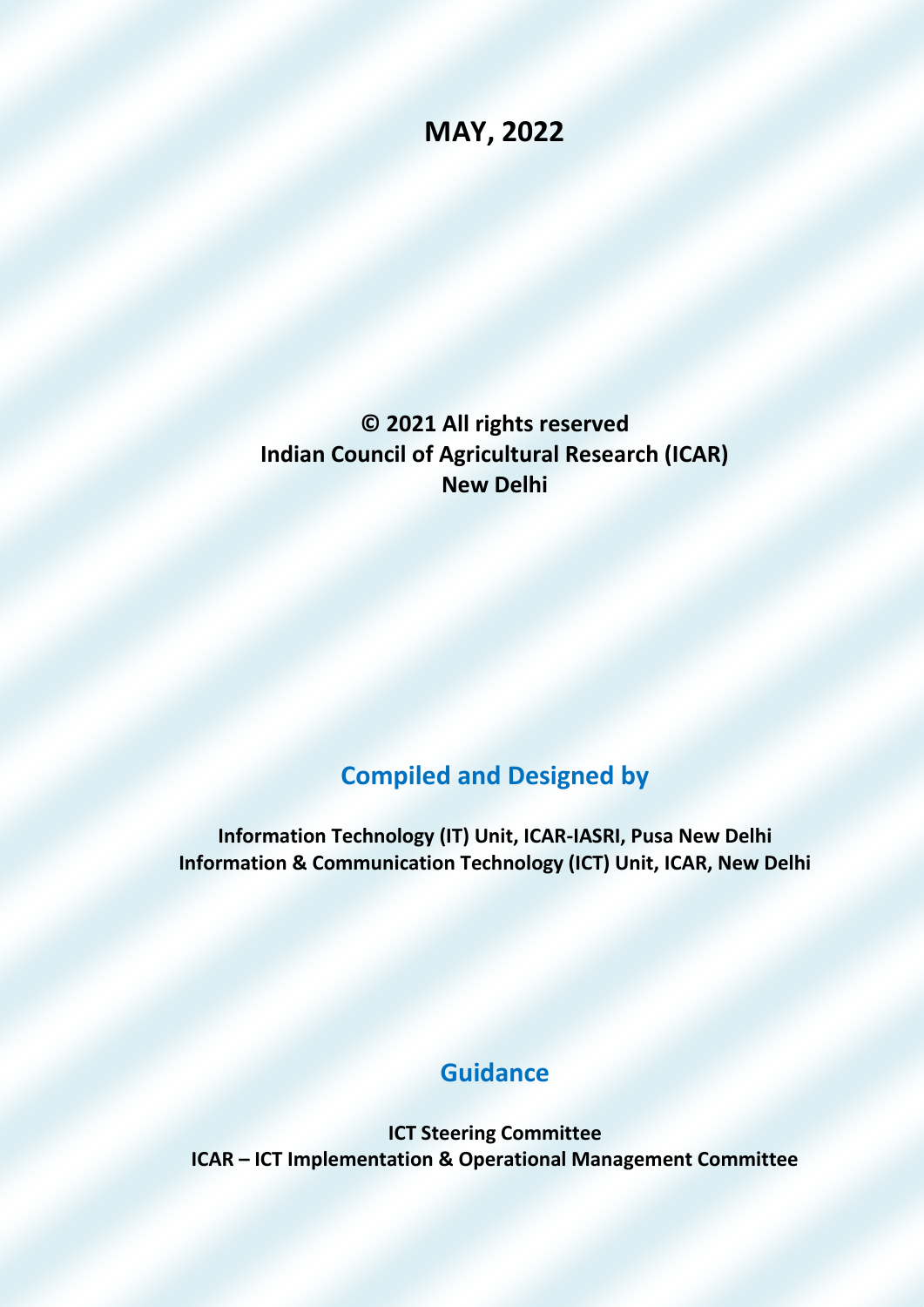**MAY, 2022**

**© 2021 All rights reserved**
**Indian Council of Agricultural Research (ICAR)**
**New Delhi**

## Compiled and Designed by

**Information Technology (IT) Unit, ICAR-IASRI, Pusa New Delhi**
**Information & Communication Technology (ICT) Unit, ICAR, New Delhi**

## Guidance

**ICT Steering Committee**
**ICAR – ICT Implementation & Operational Management Committee**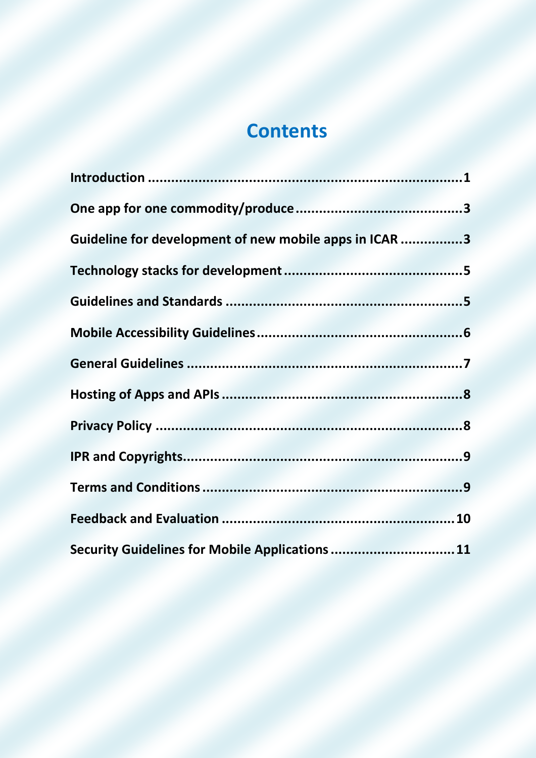# Contents

| | |
|---|---|
| **Introduction** | **1** |
| **One app for one commodity/produce** | **3** |
| **Guideline for development of new mobile apps in ICAR** | **3** |
| **Technology stacks for development** | **5** |
| **Guidelines and Standards** | **5** |
| **Mobile Accessibility Guidelines** | **6** |
| **General Guidelines** | **7** |
| **Hosting of Apps and APIs** | **8** |
| **Privacy Policy** | **8** |
| **IPR and Copyrights** | **9** |
| **Terms and Conditions** | **9** |
| **Feedback and Evaluation** | **10** |
| **Security Guidelines for Mobile Applications** | **11** |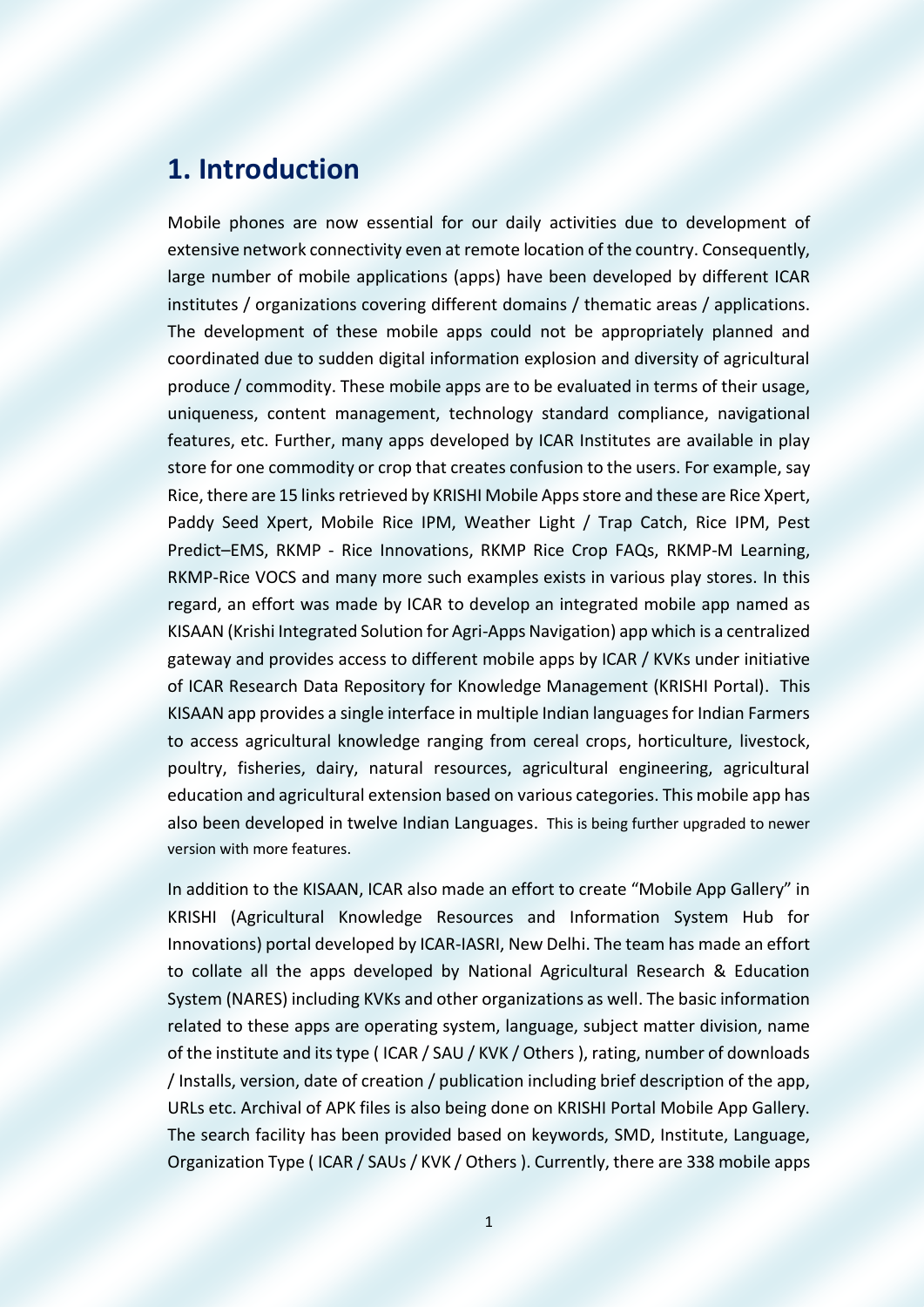# 1. Introduction

Mobile phones are now essential for our daily activities due to development of extensive network connectivity even at remote location of the country. Consequently, large number of mobile applications (apps) have been developed by different ICAR institutes / organizations covering different domains / thematic areas / applications. The development of these mobile apps could not be appropriately planned and coordinated due to sudden digital information explosion and diversity of agricultural produce / commodity. These mobile apps are to be evaluated in terms of their usage, uniqueness, content management, technology standard compliance, navigational features, etc. Further, many apps developed by ICAR Institutes are available in play store for one commodity or crop that creates confusion to the users. For example, say Rice, there are 15 links retrieved by KRISHI Mobile Apps store and these are Rice Xpert, Paddy Seed Xpert, Mobile Rice IPM, Weather Light / Trap Catch, Rice IPM, Pest Predict–EMS, RKMP - Rice Innovations, RKMP Rice Crop FAQs, RKMP-M Learning, RKMP-Rice VOCS and many more such examples exists in various play stores. In this regard, an effort was made by ICAR to develop an integrated mobile app named as KISAAN (Krishi Integrated Solution for Agri-Apps Navigation) app which is a centralized gateway and provides access to different mobile apps by ICAR / KVKs under initiative of ICAR Research Data Repository for Knowledge Management (KRISHI Portal). This KISAAN app provides a single interface in multiple Indian languages for Indian Farmers to access agricultural knowledge ranging from cereal crops, horticulture, livestock, poultry, fisheries, dairy, natural resources, agricultural engineering, agricultural education and agricultural extension based on various categories. This mobile app has also been developed in twelve Indian Languages. This is being further upgraded to newer version with more features.

In addition to the KISAAN, ICAR also made an effort to create "Mobile App Gallery" in KRISHI (Agricultural Knowledge Resources and Information System Hub for Innovations) portal developed by ICAR-IASRI, New Delhi. The team has made an effort to collate all the apps developed by National Agricultural Research & Education System (NARES) including KVKs and other organizations as well. The basic information related to these apps are operating system, language, subject matter division, name of the institute and its type ( ICAR / SAU / KVK / Others ), rating, number of downloads / Installs, version, date of creation / publication including brief description of the app, URLs etc. Archival of APK files is also being done on KRISHI Portal Mobile App Gallery. The search facility has been provided based on keywords, SMD, Institute, Language, Organization Type ( ICAR / SAUs / KVK / Others ). Currently, there are 338 mobile apps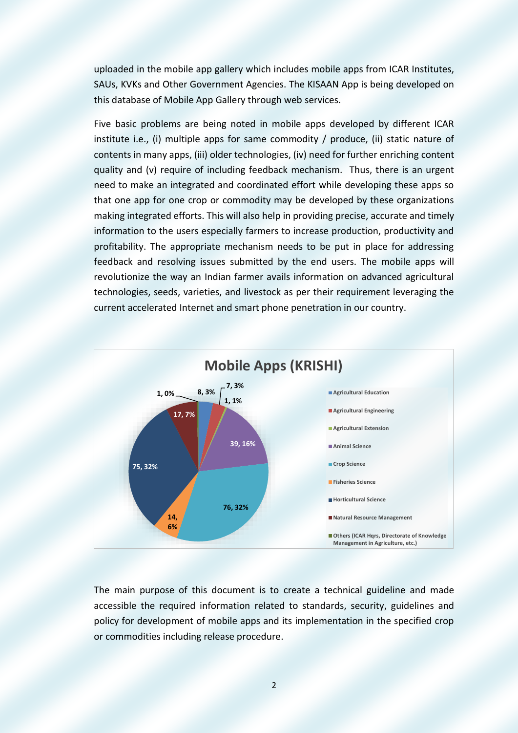uploaded in the mobile app gallery which includes mobile apps from ICAR Institutes, SAUs, KVKs and Other Government Agencies. The KISAAN App is being developed on this database of Mobile App Gallery through web services.

Five basic problems are being noted in mobile apps developed by different ICAR institute i.e., (i) multiple apps for same commodity / produce, (ii) static nature of contents in many apps, (iii) older technologies, (iv) need for further enriching content quality and (v) require of including feedback mechanism. Thus, there is an urgent need to make an integrated and coordinated effort while developing these apps so that one app for one crop or commodity may be developed by these organizations making integrated efforts. This will also help in providing precise, accurate and timely information to the users especially farmers to increase production, productivity and profitability. The appropriate mechanism needs to be put in place for addressing feedback and resolving issues submitted by the end users. The mobile apps will revolutionize the way an Indian farmer avails information on advanced agricultural technologies, seeds, varieties, and livestock as per their requirement leveraging the current accelerated Internet and smart phone penetration in our country.

**Mobile Apps (KRISHI)**

| Category | Number, % |
|---|---|
| Agricultural Education | 8, 3% |
| Agricultural Engineering | 7, 3% |
| Agricultural Extension | 1, 1% |
| Animal Science | 39, 16% |
| Crop Science | 76, 32% |
| Fisheries Science | 14, 6% |
| Horticultural Science | 75, 32% |
| Natural Resource Management | 17, 7% |
| Others (ICAR Hqrs, Directorate of Knowledge Management in Agriculture, etc.) | 1, 0% |

The main purpose of this document is to create a technical guideline and made accessible the required information related to standards, security, guidelines and policy for development of mobile apps and its implementation in the specified crop or commodities including release procedure.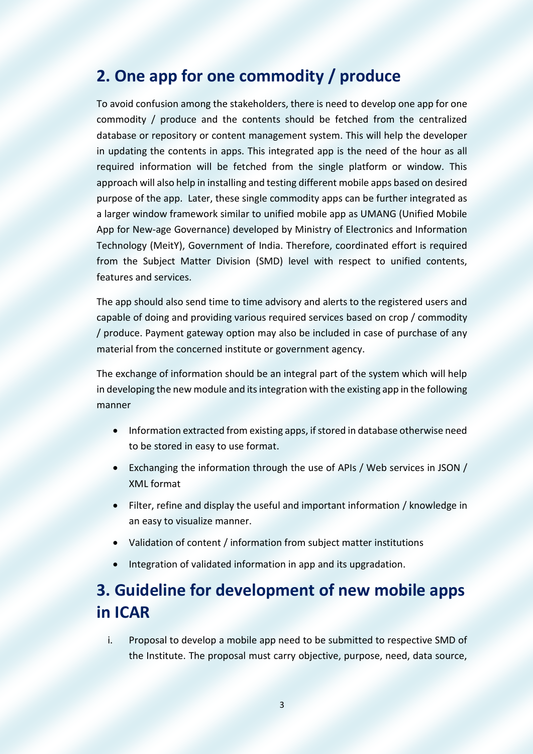## 2. One app for one commodity / produce

To avoid confusion among the stakeholders, there is need to develop one app for one commodity / produce and the contents should be fetched from the centralized database or repository or content management system. This will help the developer in updating the contents in apps. This integrated app is the need of the hour as all required information will be fetched from the single platform or window. This approach will also help in installing and testing different mobile apps based on desired purpose of the app. Later, these single commodity apps can be further integrated as a larger window framework similar to unified mobile app as UMANG (Unified Mobile App for New-age Governance) developed by Ministry of Electronics and Information Technology (MeitY), Government of India. Therefore, coordinated effort is required from the Subject Matter Division (SMD) level with respect to unified contents, features and services.

The app should also send time to time advisory and alerts to the registered users and capable of doing and providing various required services based on crop / commodity / produce. Payment gateway option may also be included in case of purchase of any material from the concerned institute or government agency.

The exchange of information should be an integral part of the system which will help in developing the new module and its integration with the existing app in the following manner

- Information extracted from existing apps, if stored in database otherwise need to be stored in easy to use format.
- Exchanging the information through the use of APIs / Web services in JSON / XML format
- Filter, refine and display the useful and important information / knowledge in an easy to visualize manner.
- Validation of content / information from subject matter institutions
- Integration of validated information in app and its upgradation.

## 3. Guideline for development of new mobile apps in ICAR

i. Proposal to develop a mobile app need to be submitted to respective SMD of the Institute. The proposal must carry objective, purpose, need, data source,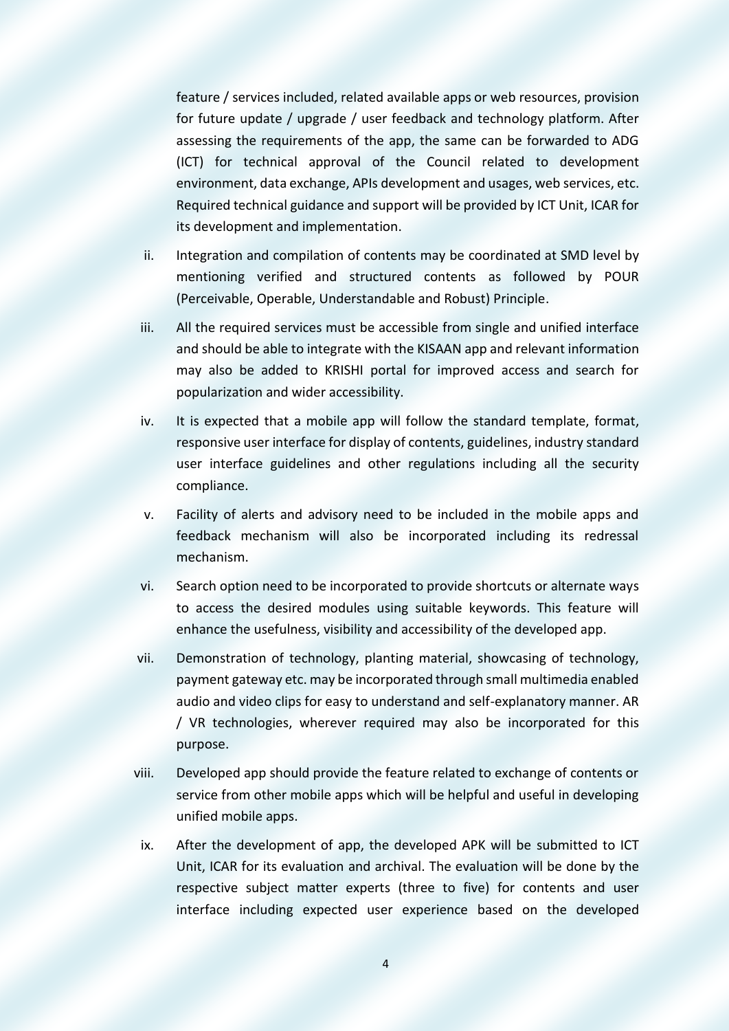feature / services included, related available apps or web resources, provision for future update / upgrade / user feedback and technology platform. After assessing the requirements of the app, the same can be forwarded to ADG (ICT) for technical approval of the Council related to development environment, data exchange, APIs development and usages, web services, etc. Required technical guidance and support will be provided by ICT Unit, ICAR for its development and implementation.

ii. Integration and compilation of contents may be coordinated at SMD level by mentioning verified and structured contents as followed by POUR (Perceivable, Operable, Understandable and Robust) Principle.

iii. All the required services must be accessible from single and unified interface and should be able to integrate with the KISAAN app and relevant information may also be added to KRISHI portal for improved access and search for popularization and wider accessibility.

iv. It is expected that a mobile app will follow the standard template, format, responsive user interface for display of contents, guidelines, industry standard user interface guidelines and other regulations including all the security compliance.

v. Facility of alerts and advisory need to be included in the mobile apps and feedback mechanism will also be incorporated including its redressal mechanism.

vi. Search option need to be incorporated to provide shortcuts or alternate ways to access the desired modules using suitable keywords. This feature will enhance the usefulness, visibility and accessibility of the developed app.

vii. Demonstration of technology, planting material, showcasing of technology, payment gateway etc. may be incorporated through small multimedia enabled audio and video clips for easy to understand and self-explanatory manner. AR / VR technologies, wherever required may also be incorporated for this purpose.

viii. Developed app should provide the feature related to exchange of contents or service from other mobile apps which will be helpful and useful in developing unified mobile apps.

ix. After the development of app, the developed APK will be submitted to ICT Unit, ICAR for its evaluation and archival. The evaluation will be done by the respective subject matter experts (three to five) for contents and user interface including expected user experience based on the developed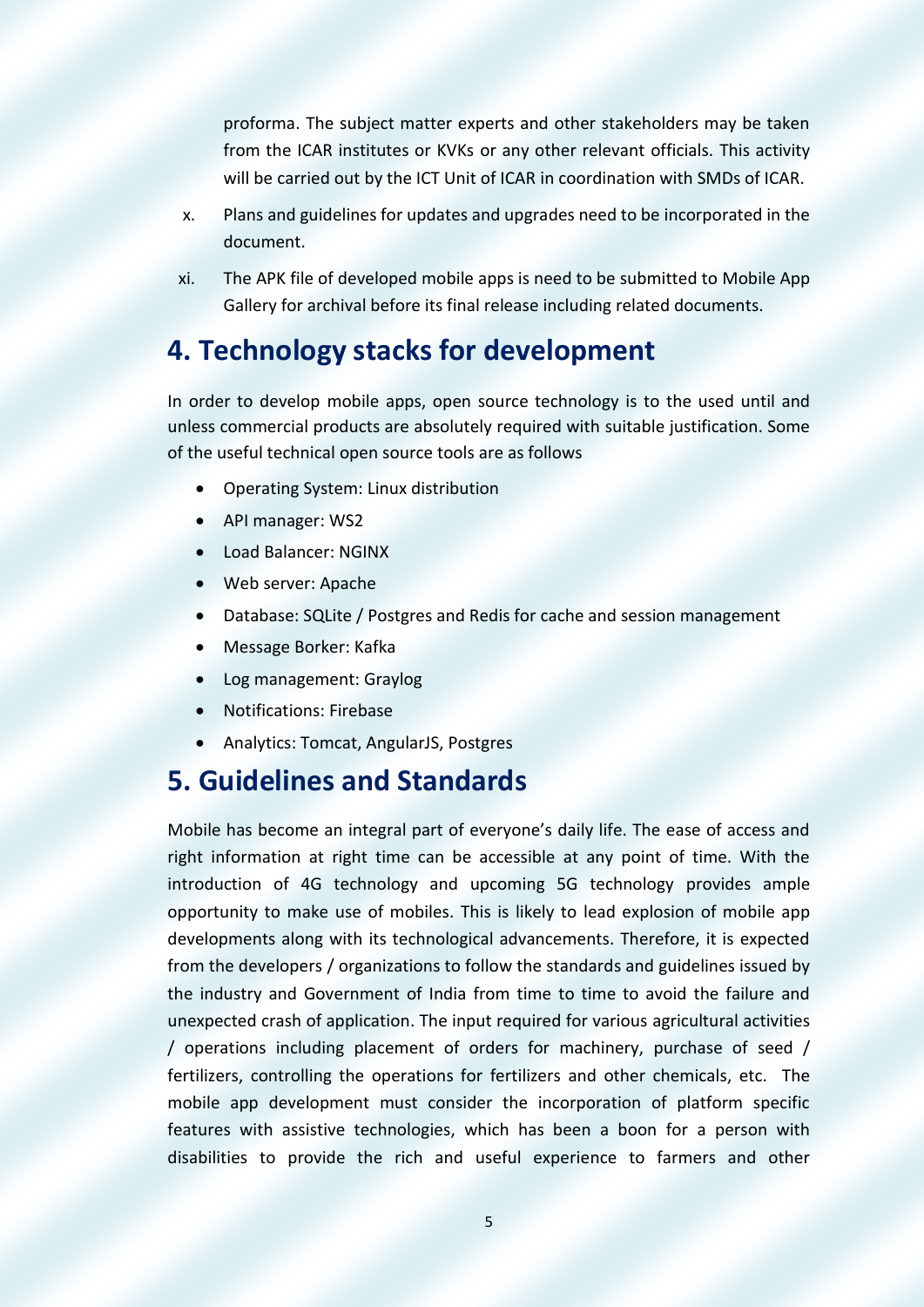proforma. The subject matter experts and other stakeholders may be taken from the ICAR institutes or KVKs or any other relevant officials. This activity will be carried out by the ICT Unit of ICAR in coordination with SMDs of ICAR.

x. Plans and guidelines for updates and upgrades need to be incorporated in the document.

xi. The APK file of developed mobile apps is need to be submitted to Mobile App Gallery for archival before its final release including related documents.

## 4. Technology stacks for development

In order to develop mobile apps, open source technology is to the used until and unless commercial products are absolutely required with suitable justification. Some of the useful technical open source tools are as follows

- Operating System: Linux distribution
- API manager: WS2
- Load Balancer: NGINX
- Web server: Apache
- Database: SQLite / Postgres and Redis for cache and session management
- Message Borker: Kafka
- Log management: Graylog
- Notifications: Firebase
- Analytics: Tomcat, AngularJS, Postgres

## 5. Guidelines and Standards

Mobile has become an integral part of everyone's daily life. The ease of access and right information at right time can be accessible at any point of time. With the introduction of 4G technology and upcoming 5G technology provides ample opportunity to make use of mobiles. This is likely to lead explosion of mobile app developments along with its technological advancements. Therefore, it is expected from the developers / organizations to follow the standards and guidelines issued by the industry and Government of India from time to time to avoid the failure and unexpected crash of application. The input required for various agricultural activities / operations including placement of orders for machinery, purchase of seed / fertilizers, controlling the operations for fertilizers and other chemicals, etc. The mobile app development must consider the incorporation of platform specific features with assistive technologies, which has been a boon for a person with disabilities to provide the rich and useful experience to farmers and other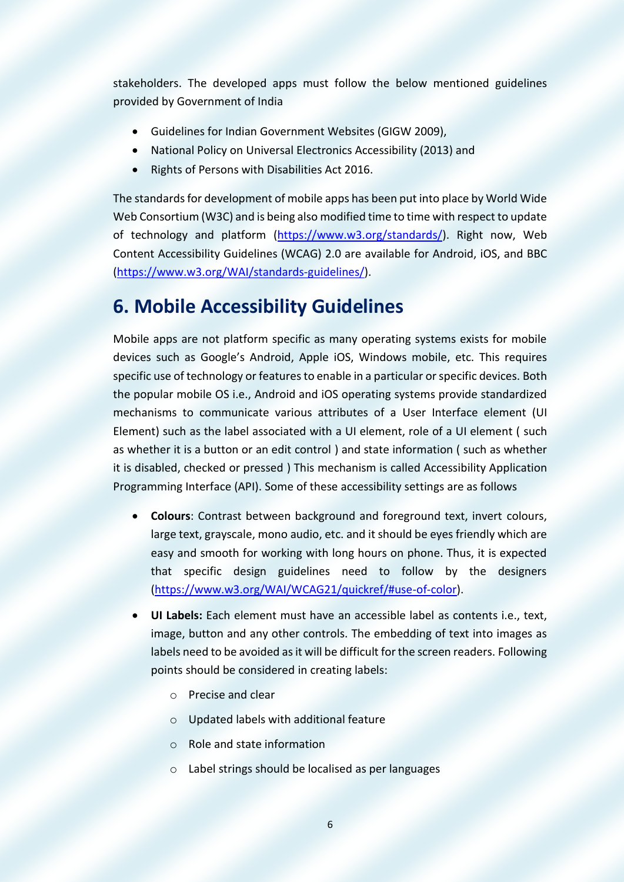stakeholders. The developed apps must follow the below mentioned guidelines provided by Government of India

- Guidelines for Indian Government Websites (GIGW 2009),
- National Policy on Universal Electronics Accessibility (2013) and
- Rights of Persons with Disabilities Act 2016.

The standards for development of mobile apps has been put into place by World Wide Web Consortium (W3C) and is being also modified time to time with respect to update of technology and platform (https://www.w3.org/standards/). Right now, Web Content Accessibility Guidelines (WCAG) 2.0 are available for Android, iOS, and BBC (https://www.w3.org/WAI/standards-guidelines/).

# 6. Mobile Accessibility Guidelines

Mobile apps are not platform specific as many operating systems exists for mobile devices such as Google's Android, Apple iOS, Windows mobile, etc. This requires specific use of technology or features to enable in a particular or specific devices. Both the popular mobile OS i.e., Android and iOS operating systems provide standardized mechanisms to communicate various attributes of a User Interface element (UI Element) such as the label associated with a UI element, role of a UI element ( such as whether it is a button or an edit control ) and state information ( such as whether it is disabled, checked or pressed ) This mechanism is called Accessibility Application Programming Interface (API). Some of these accessibility settings are as follows

- **Colours**: Contrast between background and foreground text, invert colours, large text, grayscale, mono audio, etc. and it should be eyes friendly which are easy and smooth for working with long hours on phone. Thus, it is expected that specific design guidelines need to follow by the designers (https://www.w3.org/WAI/WCAG21/quickref/#use-of-color).
- **UI Labels:** Each element must have an accessible label as contents i.e., text, image, button and any other controls. The embedding of text into images as labels need to be avoided as it will be difficult for the screen readers. Following points should be considered in creating labels:
  - Precise and clear
  - Updated labels with additional feature
  - Role and state information
  - Label strings should be localised as per languages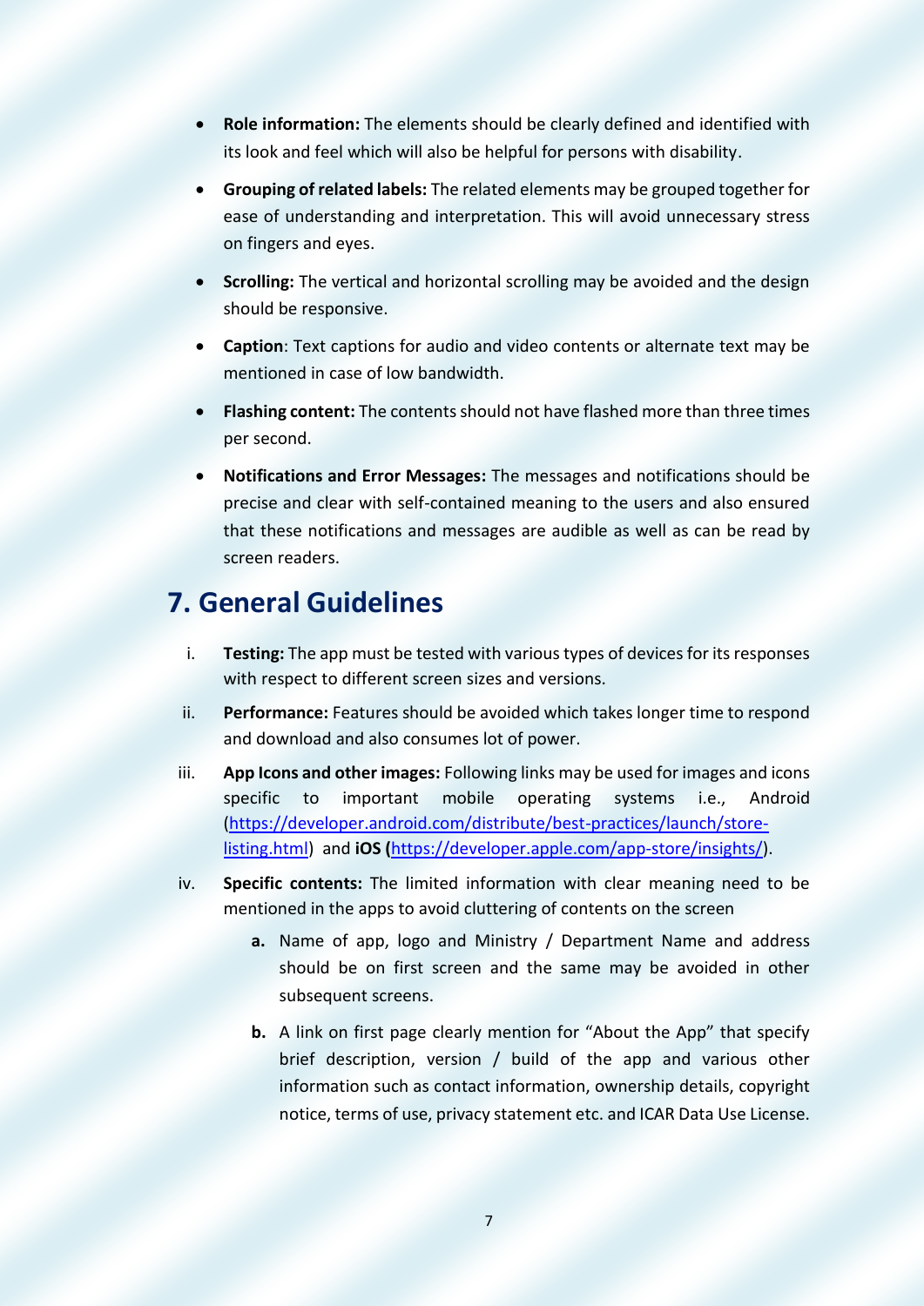- **Role information:** The elements should be clearly defined and identified with its look and feel which will also be helpful for persons with disability.
- **Grouping of related labels:** The related elements may be grouped together for ease of understanding and interpretation. This will avoid unnecessary stress on fingers and eyes.
- **Scrolling:** The vertical and horizontal scrolling may be avoided and the design should be responsive.
- **Caption**: Text captions for audio and video contents or alternate text may be mentioned in case of low bandwidth.
- **Flashing content:** The contents should not have flashed more than three times per second.
- **Notifications and Error Messages:** The messages and notifications should be precise and clear with self-contained meaning to the users and also ensured that these notifications and messages are audible as well as can be read by screen readers.

## 7. General Guidelines

i. **Testing:** The app must be tested with various types of devices for its responses with respect to different screen sizes and versions.

ii. **Performance:** Features should be avoided which takes longer time to respond and download and also consumes lot of power.

iii. **App Icons and other images:** Following links may be used for images and icons specific to important mobile operating systems i.e., Android (https://developer.android.com/distribute/best-practices/launch/store-listing.html) and **iOS (**https://developer.apple.com/app-store/insights/).

iv. **Specific contents:** The limited information with clear meaning need to be mentioned in the apps to avoid cluttering of contents on the screen

   **a.** Name of app, logo and Ministry / Department Name and address should be on first screen and the same may be avoided in other subsequent screens.

   **b.** A link on first page clearly mention for "About the App" that specify brief description, version / build of the app and various other information such as contact information, ownership details, copyright notice, terms of use, privacy statement etc. and ICAR Data Use License.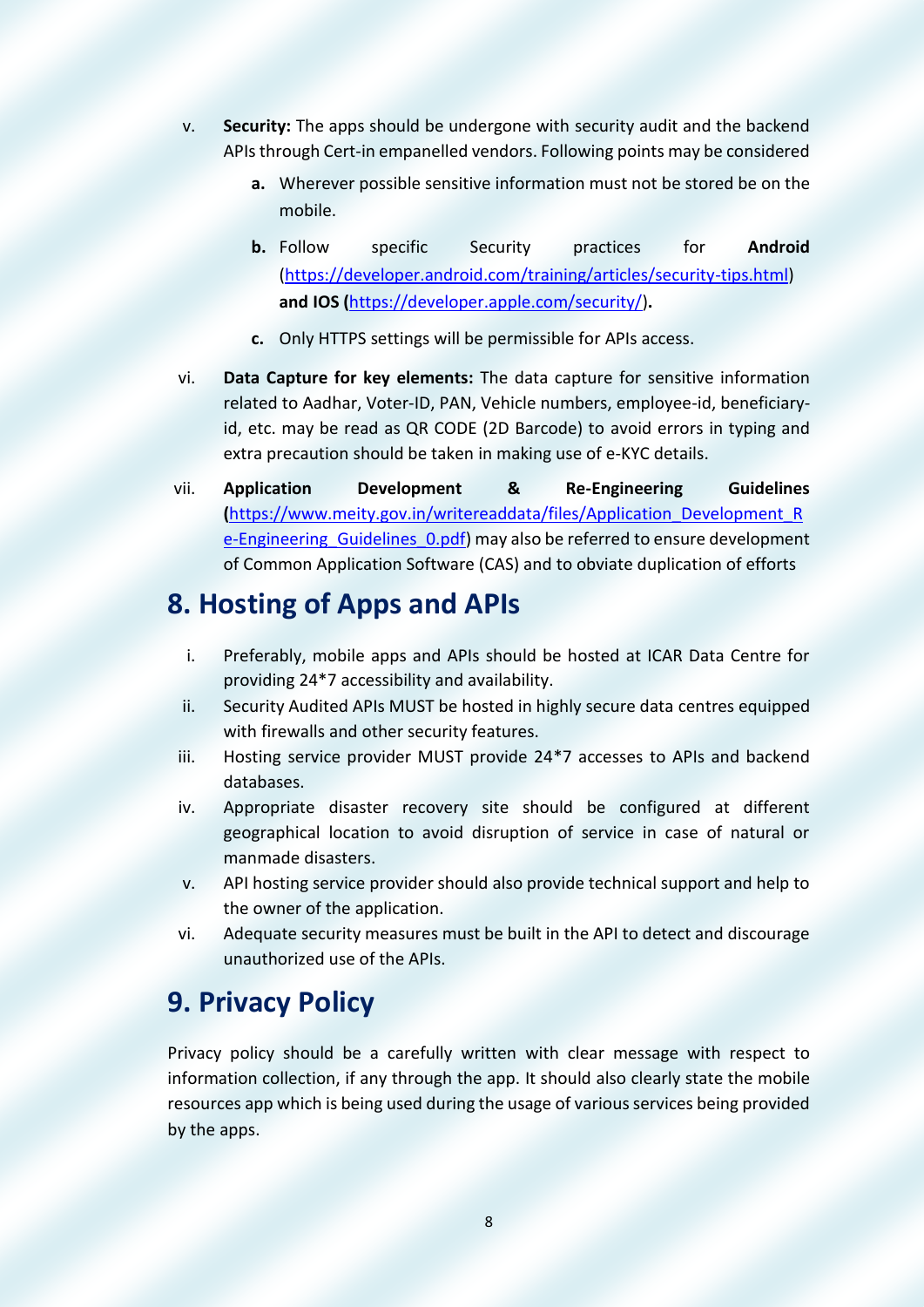v. **Security:** The apps should be undergone with security audit and the backend APIs through Cert-in empanelled vendors. Following points may be considered

   **a.** Wherever possible sensitive information must not be stored be on the mobile.

   **b.** Follow specific Security practices for **Android** (https://developer.android.com/training/articles/security-tips.html) **and IOS (**https://developer.apple.com/security/**).**

   **c.** Only HTTPS settings will be permissible for APIs access.

vi. **Data Capture for key elements:** The data capture for sensitive information related to Aadhar, Voter-ID, PAN, Vehicle numbers, employee-id, beneficiary-id, etc. may be read as QR CODE (2D Barcode) to avoid errors in typing and extra precaution should be taken in making use of e-KYC details.

vii. **Application Development & Re-Engineering Guidelines (**https://www.meity.gov.in/writereaddata/files/Application_Development_Re-Engineering_Guidelines_0.pdf) may also be referred to ensure development of Common Application Software (CAS) and to obviate duplication of efforts

## 8. Hosting of Apps and APIs

i. Preferably, mobile apps and APIs should be hosted at ICAR Data Centre for providing 24*7 accessibility and availability.

ii. Security Audited APIs MUST be hosted in highly secure data centres equipped with firewalls and other security features.

iii. Hosting service provider MUST provide 24*7 accesses to APIs and backend databases.

iv. Appropriate disaster recovery site should be configured at different geographical location to avoid disruption of service in case of natural or manmade disasters.

v. API hosting service provider should also provide technical support and help to the owner of the application.

vi. Adequate security measures must be built in the API to detect and discourage unauthorized use of the APIs.

## 9. Privacy Policy

Privacy policy should be a carefully written with clear message with respect to information collection, if any through the app. It should also clearly state the mobile resources app which is being used during the usage of various services being provided by the apps.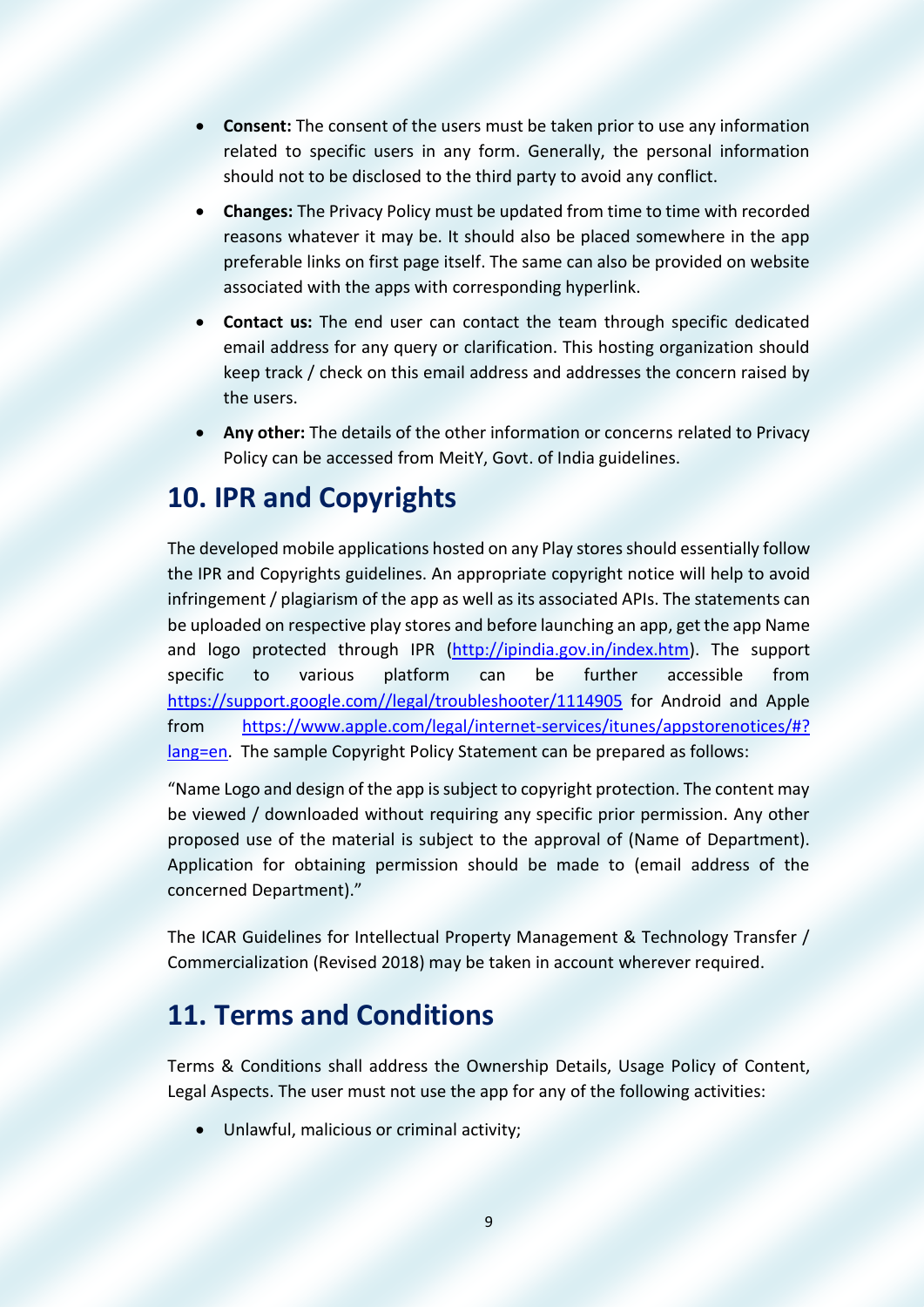- **Consent:** The consent of the users must be taken prior to use any information related to specific users in any form. Generally, the personal information should not to be disclosed to the third party to avoid any conflict.
- **Changes:** The Privacy Policy must be updated from time to time with recorded reasons whatever it may be. It should also be placed somewhere in the app preferable links on first page itself. The same can also be provided on website associated with the apps with corresponding hyperlink.
- **Contact us:** The end user can contact the team through specific dedicated email address for any query or clarification. This hosting organization should keep track / check on this email address and addresses the concern raised by the users.
- **Any other:** The details of the other information or concerns related to Privacy Policy can be accessed from MeitY, Govt. of India guidelines.

# 10. IPR and Copyrights

The developed mobile applications hosted on any Play stores should essentially follow the IPR and Copyrights guidelines. An appropriate copyright notice will help to avoid infringement / plagiarism of the app as well as its associated APIs. The statements can be uploaded on respective play stores and before launching an app, get the app Name and logo protected through IPR (http://ipindia.gov.in/index.htm). The support specific to various platform can be further accessible from https://support.google.com//legal/troubleshooter/1114905 for Android and Apple from https://www.apple.com/legal/internet-services/itunes/appstorenotices/#?lang=en. The sample Copyright Policy Statement can be prepared as follows:

"Name Logo and design of the app is subject to copyright protection. The content may be viewed / downloaded without requiring any specific prior permission. Any other proposed use of the material is subject to the approval of (Name of Department). Application for obtaining permission should be made to (email address of the concerned Department)."

The ICAR Guidelines for Intellectual Property Management & Technology Transfer / Commercialization (Revised 2018) may be taken in account wherever required.

# 11. Terms and Conditions

Terms & Conditions shall address the Ownership Details, Usage Policy of Content, Legal Aspects. The user must not use the app for any of the following activities:

- Unlawful, malicious or criminal activity;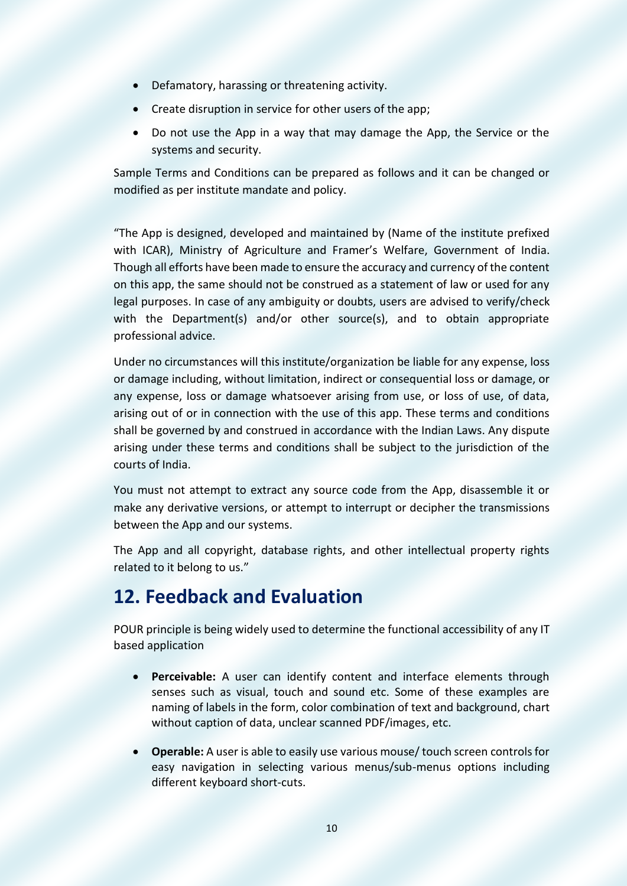- Defamatory, harassing or threatening activity.
- Create disruption in service for other users of the app;
- Do not use the App in a way that may damage the App, the Service or the systems and security.

Sample Terms and Conditions can be prepared as follows and it can be changed or modified as per institute mandate and policy.

"The App is designed, developed and maintained by (Name of the institute prefixed with ICAR), Ministry of Agriculture and Framer's Welfare, Government of India. Though all efforts have been made to ensure the accuracy and currency of the content on this app, the same should not be construed as a statement of law or used for any legal purposes. In case of any ambiguity or doubts, users are advised to verify/check with the Department(s) and/or other source(s), and to obtain appropriate professional advice.

Under no circumstances will this institute/organization be liable for any expense, loss or damage including, without limitation, indirect or consequential loss or damage, or any expense, loss or damage whatsoever arising from use, or loss of use, of data, arising out of or in connection with the use of this app. These terms and conditions shall be governed by and construed in accordance with the Indian Laws. Any dispute arising under these terms and conditions shall be subject to the jurisdiction of the courts of India.

You must not attempt to extract any source code from the App, disassemble it or make any derivative versions, or attempt to interrupt or decipher the transmissions between the App and our systems.

The App and all copyright, database rights, and other intellectual property rights related to it belong to us."

## 12. Feedback and Evaluation

POUR principle is being widely used to determine the functional accessibility of any IT based application

- **Perceivable:** A user can identify content and interface elements through senses such as visual, touch and sound etc. Some of these examples are naming of labels in the form, color combination of text and background, chart without caption of data, unclear scanned PDF/images, etc.
- **Operable:** A user is able to easily use various mouse/ touch screen controls for easy navigation in selecting various menus/sub-menus options including different keyboard short-cuts.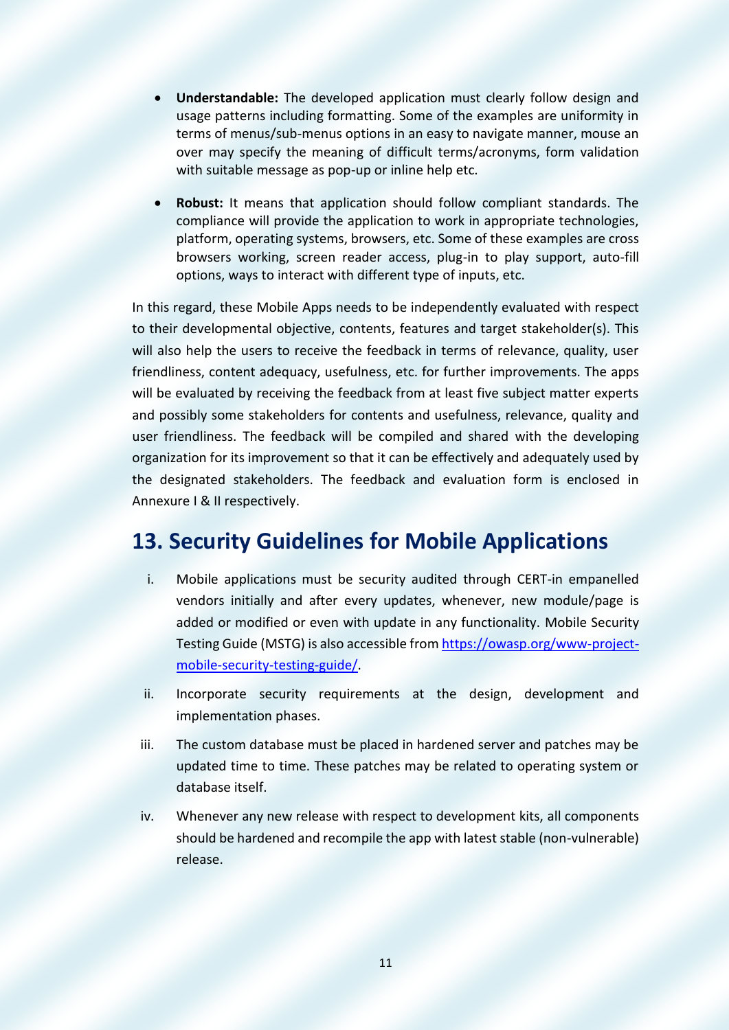- **Understandable:** The developed application must clearly follow design and usage patterns including formatting. Some of the examples are uniformity in terms of menus/sub-menus options in an easy to navigate manner, mouse an over may specify the meaning of difficult terms/acronyms, form validation with suitable message as pop-up or inline help etc.

- **Robust:** It means that application should follow compliant standards. The compliance will provide the application to work in appropriate technologies, platform, operating systems, browsers, etc. Some of these examples are cross browsers working, screen reader access, plug-in to play support, auto-fill options, ways to interact with different type of inputs, etc.

In this regard, these Mobile Apps needs to be independently evaluated with respect to their developmental objective, contents, features and target stakeholder(s). This will also help the users to receive the feedback in terms of relevance, quality, user friendliness, content adequacy, usefulness, etc. for further improvements. The apps will be evaluated by receiving the feedback from at least five subject matter experts and possibly some stakeholders for contents and usefulness, relevance, quality and user friendliness. The feedback will be compiled and shared with the developing organization for its improvement so that it can be effectively and adequately used by the designated stakeholders. The feedback and evaluation form is enclosed in Annexure I & II respectively.

## 13. Security Guidelines for Mobile Applications

i. Mobile applications must be security audited through CERT-in empanelled vendors initially and after every updates, whenever, new module/page is added or modified or even with update in any functionality. Mobile Security Testing Guide (MSTG) is also accessible from [https://owasp.org/www-project-mobile-security-testing-guide/](https://owasp.org/www-project-mobile-security-testing-guide/).

ii. Incorporate security requirements at the design, development and implementation phases.

iii. The custom database must be placed in hardened server and patches may be updated time to time. These patches may be related to operating system or database itself.

iv. Whenever any new release with respect to development kits, all components should be hardened and recompile the app with latest stable (non-vulnerable) release.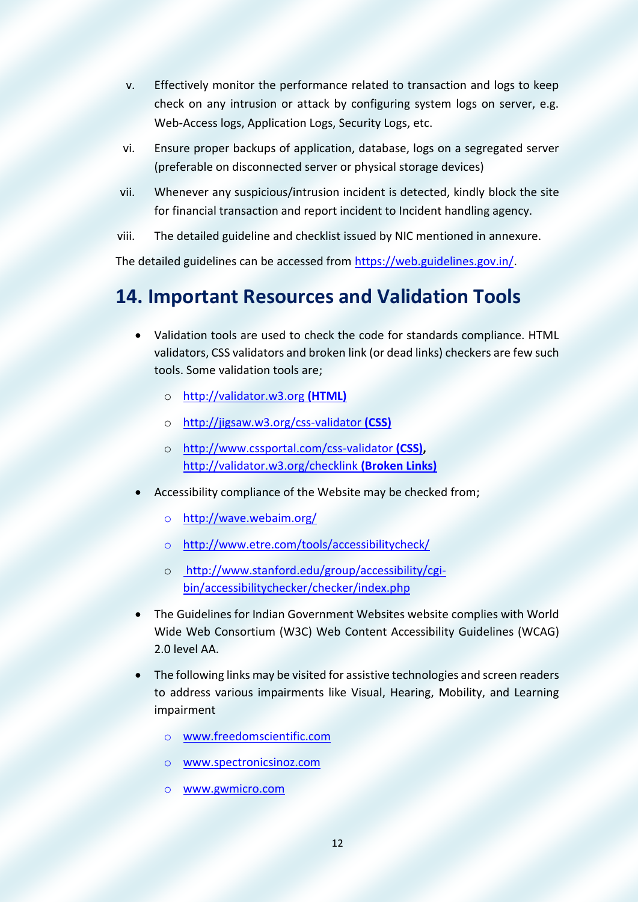v. Effectively monitor the performance related to transaction and logs to keep check on any intrusion or attack by configuring system logs on server, e.g. Web-Access logs, Application Logs, Security Logs, etc.

vi. Ensure proper backups of application, database, logs on a segregated server (preferable on disconnected server or physical storage devices)

vii. Whenever any suspicious/intrusion incident is detected, kindly block the site for financial transaction and report incident to Incident handling agency.

viii. The detailed guideline and checklist issued by NIC mentioned in annexure.

The detailed guidelines can be accessed from https://web.guidelines.gov.in/.

# 14. Important Resources and Validation Tools

- Validation tools are used to check the code for standards compliance. HTML validators, CSS validators and broken link (or dead links) checkers are few such tools. Some validation tools are;
  - http://validator.w3.org **(HTML)**
  - http://jigsaw.w3.org/css-validator **(CSS)**
  - http://www.cssportal.com/css-validator **(CSS)**, http://validator.w3.org/checklink **(Broken Links)**
- Accessibility compliance of the Website may be checked from;
  - http://wave.webaim.org/
  - http://www.etre.com/tools/accessibilitycheck/
  - http://www.stanford.edu/group/accessibility/cgi-bin/accessibilitychecker/checker/index.php
- The Guidelines for Indian Government Websites website complies with World Wide Web Consortium (W3C) Web Content Accessibility Guidelines (WCAG) 2.0 level AA.
- The following links may be visited for assistive technologies and screen readers to address various impairments like Visual, Hearing, Mobility, and Learning impairment
  - www.freedomscientific.com
  - www.spectronicsinoz.com
  - www.gwmicro.com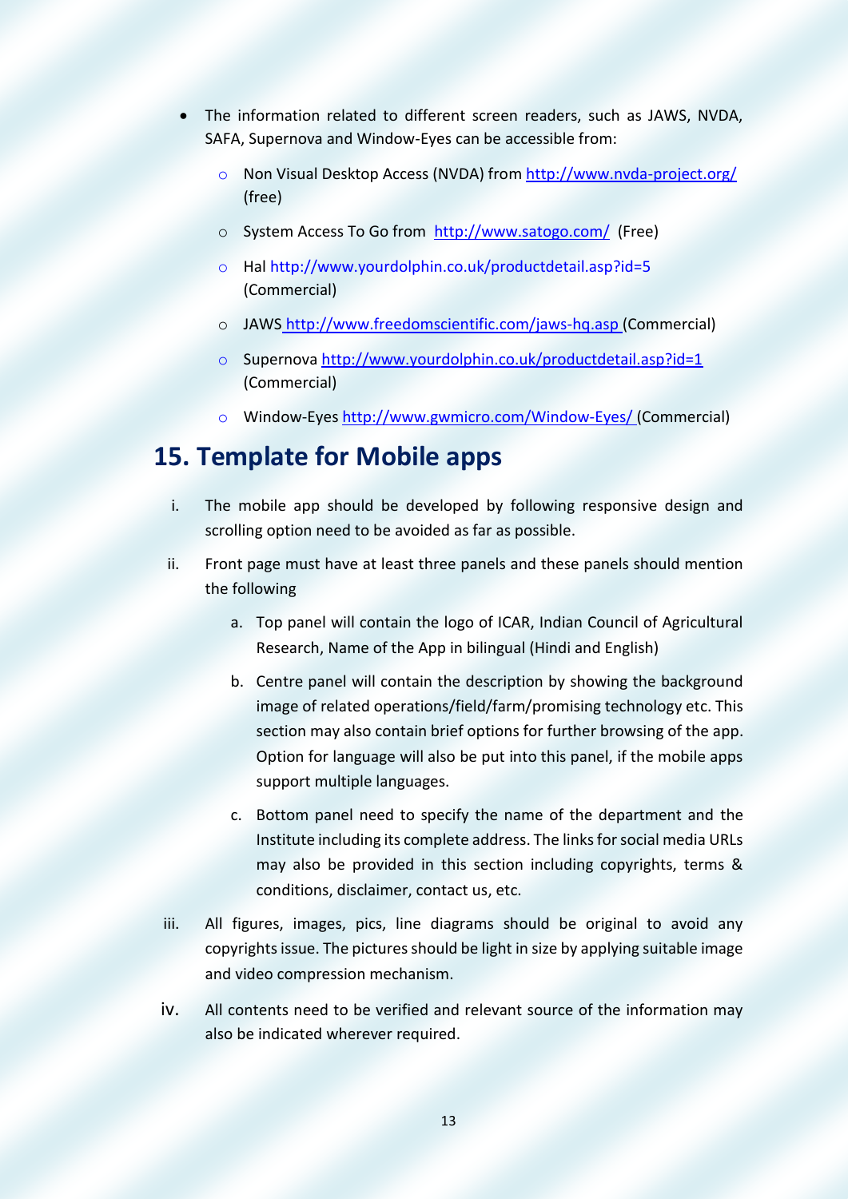- The information related to different screen readers, such as JAWS, NVDA, SAFA, Supernova and Window-Eyes can be accessible from:
  - Non Visual Desktop Access (NVDA) from http://www.nvda-project.org/ (free)
  - System Access To Go from http://www.satogo.com/ (Free)
  - Hal http://www.yourdolphin.co.uk/productdetail.asp?id=5 (Commercial)
  - JAWS http://www.freedomscientific.com/jaws-hq.asp (Commercial)
  - Supernova http://www.yourdolphin.co.uk/productdetail.asp?id=1 (Commercial)
  - Window-Eyes http://www.gwmicro.com/Window-Eyes/ (Commercial)

## 15. Template for Mobile apps

i. The mobile app should be developed by following responsive design and scrolling option need to be avoided as far as possible.

ii. Front page must have at least three panels and these panels should mention the following

   a. Top panel will contain the logo of ICAR, Indian Council of Agricultural Research, Name of the App in bilingual (Hindi and English)

   b. Centre panel will contain the description by showing the background image of related operations/field/farm/promising technology etc. This section may also contain brief options for further browsing of the app. Option for language will also be put into this panel, if the mobile apps support multiple languages.

   c. Bottom panel need to specify the name of the department and the Institute including its complete address. The links for social media URLs may also be provided in this section including copyrights, terms & conditions, disclaimer, contact us, etc.

iii. All figures, images, pics, line diagrams should be original to avoid any copyrights issue. The pictures should be light in size by applying suitable image and video compression mechanism.

iv. All contents need to be verified and relevant source of the information may also be indicated wherever required.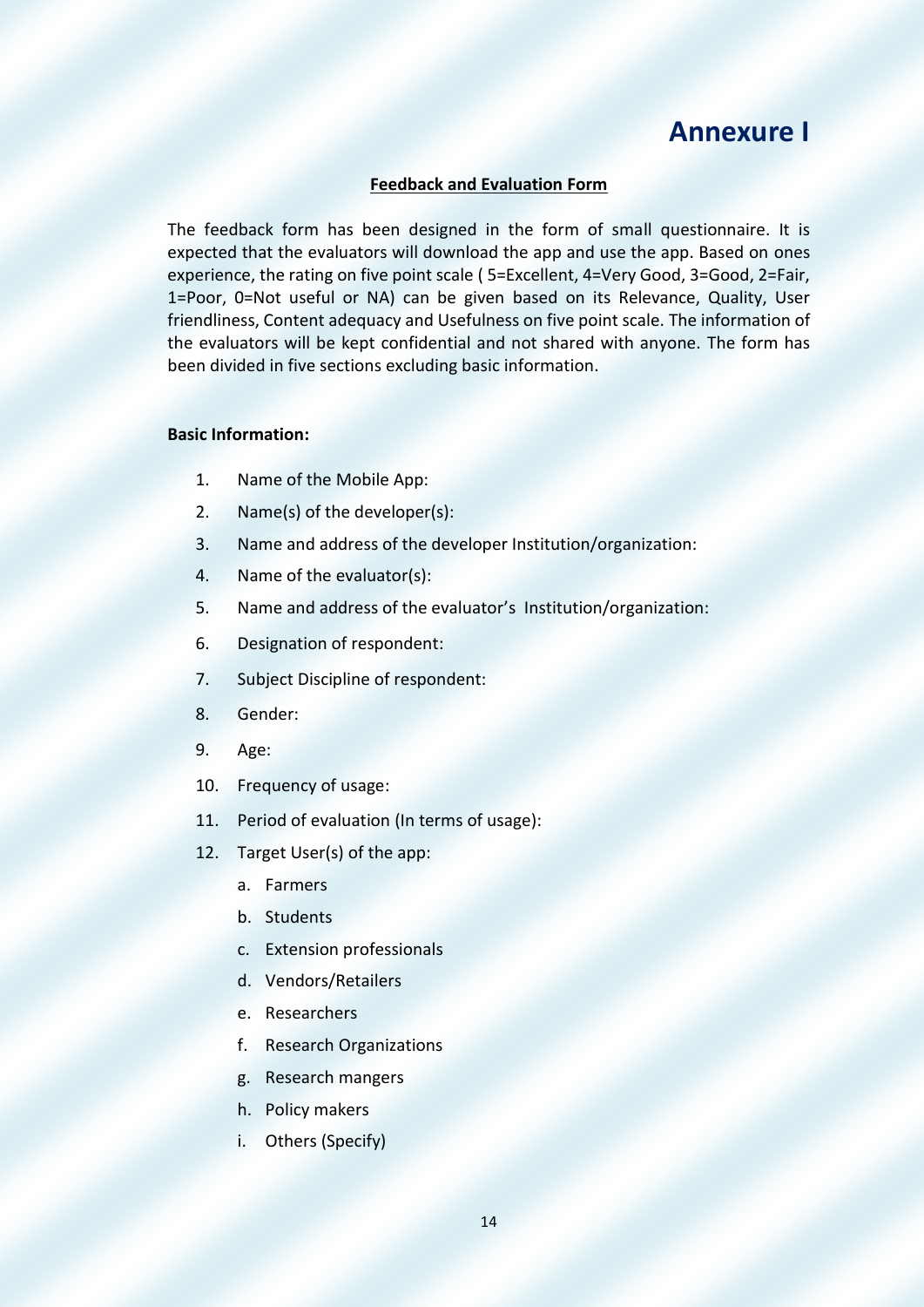# Annexure I

**Feedback and Evaluation Form**

The feedback form has been designed in the form of small questionnaire. It is expected that the evaluators will download the app and use the app. Based on ones experience, the rating on five point scale ( 5=Excellent, 4=Very Good, 3=Good, 2=Fair, 1=Poor, 0=Not useful or NA) can be given based on its Relevance, Quality, User friendliness, Content adequacy and Usefulness on five point scale. The information of the evaluators will be kept confidential and not shared with anyone. The form has been divided in five sections excluding basic information.

**Basic Information:**

1. Name of the Mobile App:
2. Name(s) of the developer(s):
3. Name and address of the developer Institution/organization:
4. Name of the evaluator(s):
5. Name and address of the evaluator's Institution/organization:
6. Designation of respondent:
7. Subject Discipline of respondent:
8. Gender:
9. Age:
10. Frequency of usage:
11. Period of evaluation (In terms of usage):
12. Target User(s) of the app:
    a. Farmers
    b. Students
    c. Extension professionals
    d. Vendors/Retailers
    e. Researchers
    f. Research Organizations
    g. Research mangers
    h. Policy makers
    i. Others (Specify)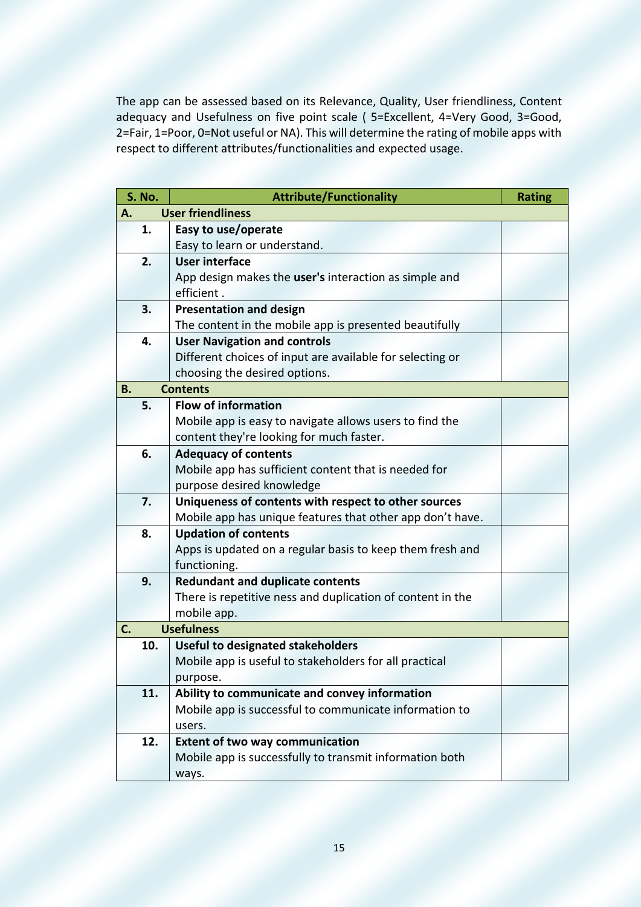The app can be assessed based on its Relevance, Quality, User friendliness, Content adequacy and Usefulness on five point scale ( 5=Excellent, 4=Very Good, 3=Good, 2=Fair, 1=Poor, 0=Not useful or NA). This will determine the rating of mobile apps with respect to different attributes/functionalities and expected usage.

| S. No. | Attribute/Functionality | Rating |
|---|---|---|
| **A.** | **User friendliness** | |
| **1.** | **Easy to use/operate**<br>Easy to learn or understand. | |
| **2.** | **User interface**<br>App design makes the **user's** interaction as simple and efficient . | |
| **3.** | **Presentation and design**<br>The content in the mobile app is presented beautifully | |
| **4.** | **User Navigation and controls**<br>Different choices of input are available for selecting or choosing the desired options. | |
| **B.** | **Contents** | |
| **5.** | **Flow of information**<br>Mobile app is easy to navigate allows users to find the content they're looking for much faster. | |
| **6.** | **Adequacy of contents**<br>Mobile app has sufficient content that is needed for purpose desired knowledge | |
| **7.** | **Uniqueness of contents with respect to other sources**<br>Mobile app has unique features that other app don't have. | |
| **8.** | **Updation of contents**<br>Apps is updated on a regular basis to keep them fresh and functioning. | |
| **9.** | **Redundant and duplicate contents**<br>There is repetitive ness and duplication of content in the mobile app. | |
| **C.** | **Usefulness** | |
| **10.** | **Useful to designated stakeholders**<br>Mobile app is useful to stakeholders for all practical purpose. | |
| **11.** | **Ability to communicate and convey information**<br>Mobile app is successful to communicate information to users. | |
| **12.** | **Extent of two way communication**<br>Mobile app is successfully to transmit information both ways. | |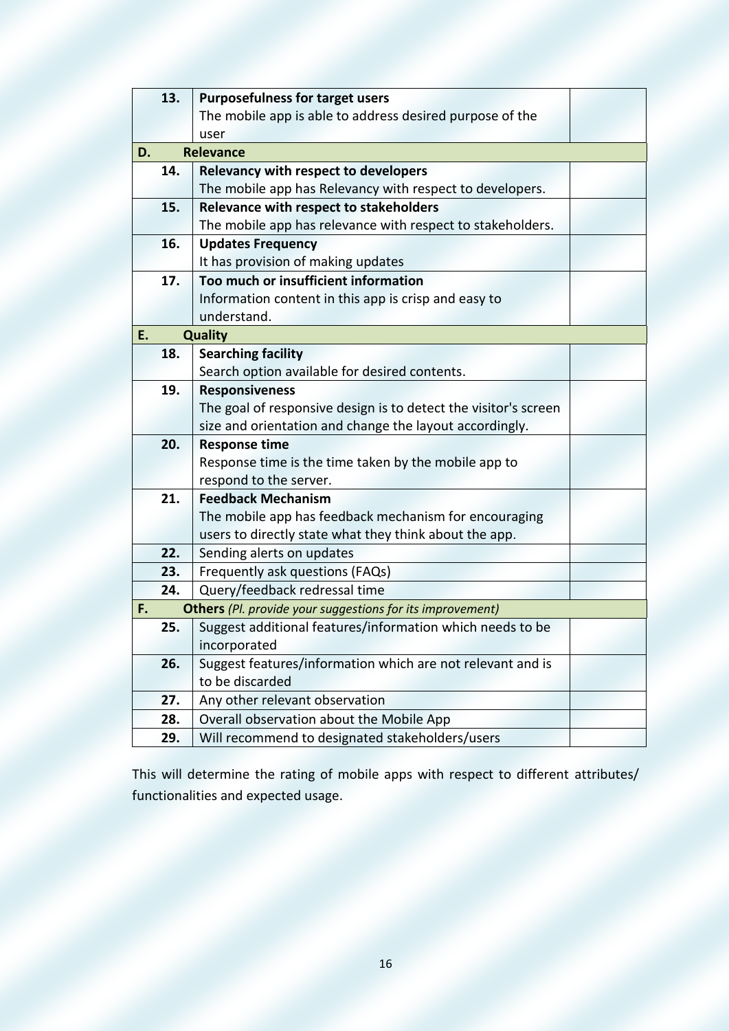| | | |
|---|---|---|
| **13.** | **Purposefulness for target users**<br>The mobile app is able to address desired purpose of the user | |
| **D.** | **Relevance** | |
| **14.** | **Relevancy with respect to developers**<br>The mobile app has Relevancy with respect to developers. | |
| **15.** | **Relevance with respect to stakeholders**<br>The mobile app has relevance with respect to stakeholders. | |
| **16.** | **Updates Frequency**<br>It has provision of making updates | |
| **17.** | **Too much or insufficient information**<br>Information content in this app is crisp and easy to understand. | |
| **E.** | **Quality** | |
| **18.** | **Searching facility**<br>Search option available for desired contents. | |
| **19.** | **Responsiveness**<br>The goal of responsive design is to detect the visitor's screen size and orientation and change the layout accordingly. | |
| **20.** | **Response time**<br>Response time is the time taken by the mobile app to respond to the server. | |
| **21.** | **Feedback Mechanism**<br>The mobile app has feedback mechanism for encouraging users to directly state what they think about the app. | |
| **22.** | Sending alerts on updates | |
| **23.** | Frequently ask questions (FAQs) | |
| **24.** | Query/feedback redressal time | |
| **F.** | **Others** *(Pl. provide your suggestions for its improvement)* | |
| **25.** | Suggest additional features/information which needs to be incorporated | |
| **26.** | Suggest features/information which are not relevant and is to be discarded | |
| **27.** | Any other relevant observation | |
| **28.** | Overall observation about the Mobile App | |
| **29.** | Will recommend to designated stakeholders/users | |

This will determine the rating of mobile apps with respect to different attributes/ functionalities and expected usage.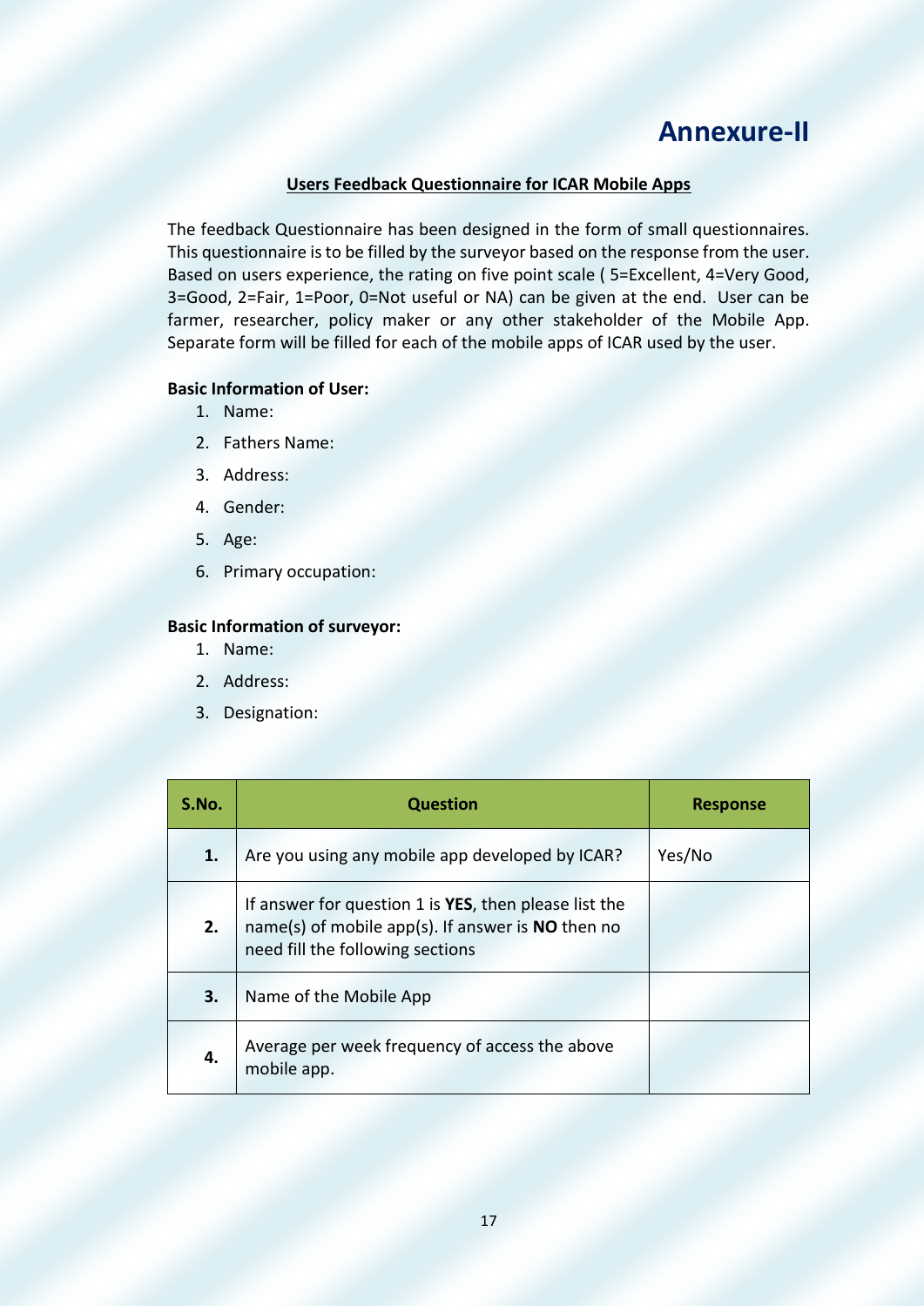# Annexure-II

## Users Feedback Questionnaire for ICAR Mobile Apps

The feedback Questionnaire has been designed in the form of small questionnaires. This questionnaire is to be filled by the surveyor based on the response from the user. Based on users experience, the rating on five point scale ( 5=Excellent, 4=Very Good, 3=Good, 2=Fair, 1=Poor, 0=Not useful or NA) can be given at the end. User can be farmer, researcher, policy maker or any other stakeholder of the Mobile App. Separate form will be filled for each of the mobile apps of ICAR used by the user.

**Basic Information of User:**

1. Name:
2. Fathers Name:
3. Address:
4. Gender:
5. Age:
6. Primary occupation:

**Basic Information of surveyor:**

1. Name:
2. Address:
3. Designation:

| S.No. | Question | Response |
|---|---|---|
| **1.** | Are you using any mobile app developed by ICAR? | Yes/No |
| **2.** | If answer for question 1 is **YES**, then please list the name(s) of mobile app(s). If answer is **NO** then no need fill the following sections | |
| **3.** | Name of the Mobile App | |
| **4.** | Average per week frequency of access the above mobile app. | |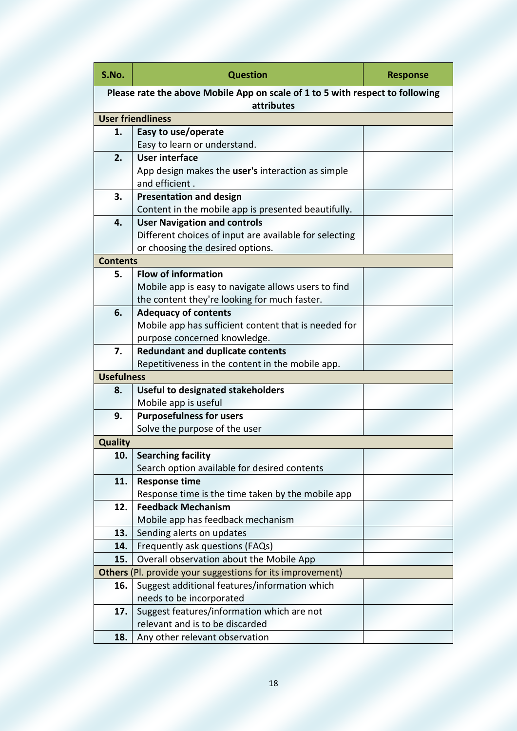| S.No. | Question | Response |
|---|---|---|
| **Please rate the above Mobile App on scale of 1 to 5 with respect to following attributes** | | |
| **User friendliness** | | |
| **1.** | **Easy to use/operate** Easy to learn or understand. | |
| **2.** | **User interface** App design makes the **user's** interaction as simple and efficient . | |
| **3.** | **Presentation and design** Content in the mobile app is presented beautifully. | |
| **4.** | **User Navigation and controls** Different choices of input are available for selecting or choosing the desired options. | |
| **Contents** | | |
| **5.** | **Flow of information** Mobile app is easy to navigate allows users to find the content they're looking for much faster. | |
| **6.** | **Adequacy of contents** Mobile app has sufficient content that is needed for purpose concerned knowledge. | |
| **7.** | **Redundant and duplicate contents** Repetitiveness in the content in the mobile app. | |
| **Usefulness** | | |
| **8.** | **Useful to designated stakeholders** Mobile app is useful | |
| **9.** | **Purposefulness for users** Solve the purpose of the user | |
| **Quality** | | |
| **10.** | **Searching facility** Search option available for desired contents | |
| **11.** | **Response time** Response time is the time taken by the mobile app | |
| **12.** | **Feedback Mechanism** Mobile app has feedback mechanism | |
| **13.** | Sending alerts on updates | |
| **14.** | Frequently ask questions (FAQs) | |
| **15.** | Overall observation about the Mobile App | |
| **Others** (Pl. provide your suggestions for its improvement) | | |
| **16.** | Suggest additional features/information which needs to be incorporated | |
| **17.** | Suggest features/information which are not relevant and is to be discarded | |
| **18.** | Any other relevant observation | |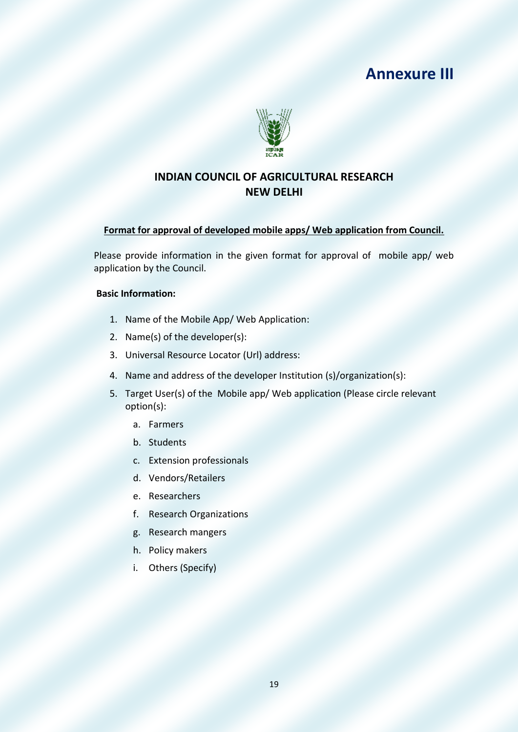# Annexure III

## INDIAN COUNCIL OF AGRICULTURAL RESEARCH
## NEW DELHI

**Format for approval of developed mobile apps/ Web application from Council.**

Please provide information in the given format for approval of mobile app/ web application by the Council.

**Basic Information:**

1. Name of the Mobile App/ Web Application:
2. Name(s) of the developer(s):
3. Universal Resource Locator (Url) address:
4. Name and address of the developer Institution (s)/organization(s):
5. Target User(s) of the Mobile app/ Web application (Please circle relevant option(s):
   a. Farmers
   b. Students
   c. Extension professionals
   d. Vendors/Retailers
   e. Researchers
   f. Research Organizations
   g. Research mangers
   h. Policy makers
   i. Others (Specify)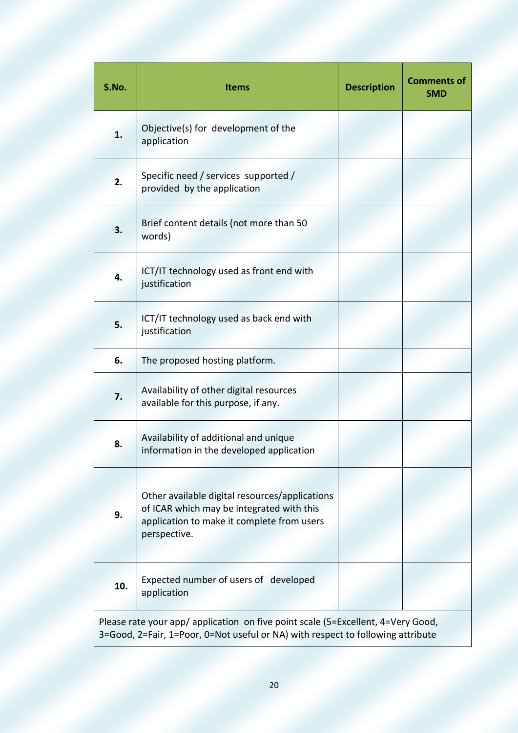| S.No. | Items | Description | Comments of SMD |
|---|---|---|---|
| 1. | Objective(s) for development of the application | | |
| 2. | Specific need / services supported / provided by the application | | |
| 3. | Brief content details (not more than 50 words) | | |
| 4. | ICT/IT technology used as front end with justification | | |
| 5. | ICT/IT technology used as back end with justification | | |
| 6. | The proposed hosting platform. | | |
| 7. | Availability of other digital resources available for this purpose, if any. | | |
| 8. | Availability of additional and unique information in the developed application | | |
| 9. | Other available digital resources/applications of ICAR which may be integrated with this application to make it complete from users perspective. | | |
| 10. | Expected number of users of developed application | | |

Please rate your app/ application on five point scale (5=Excellent, 4=Very Good, 3=Good, 2=Fair, 1=Poor, 0=Not useful or NA) with respect to following attribute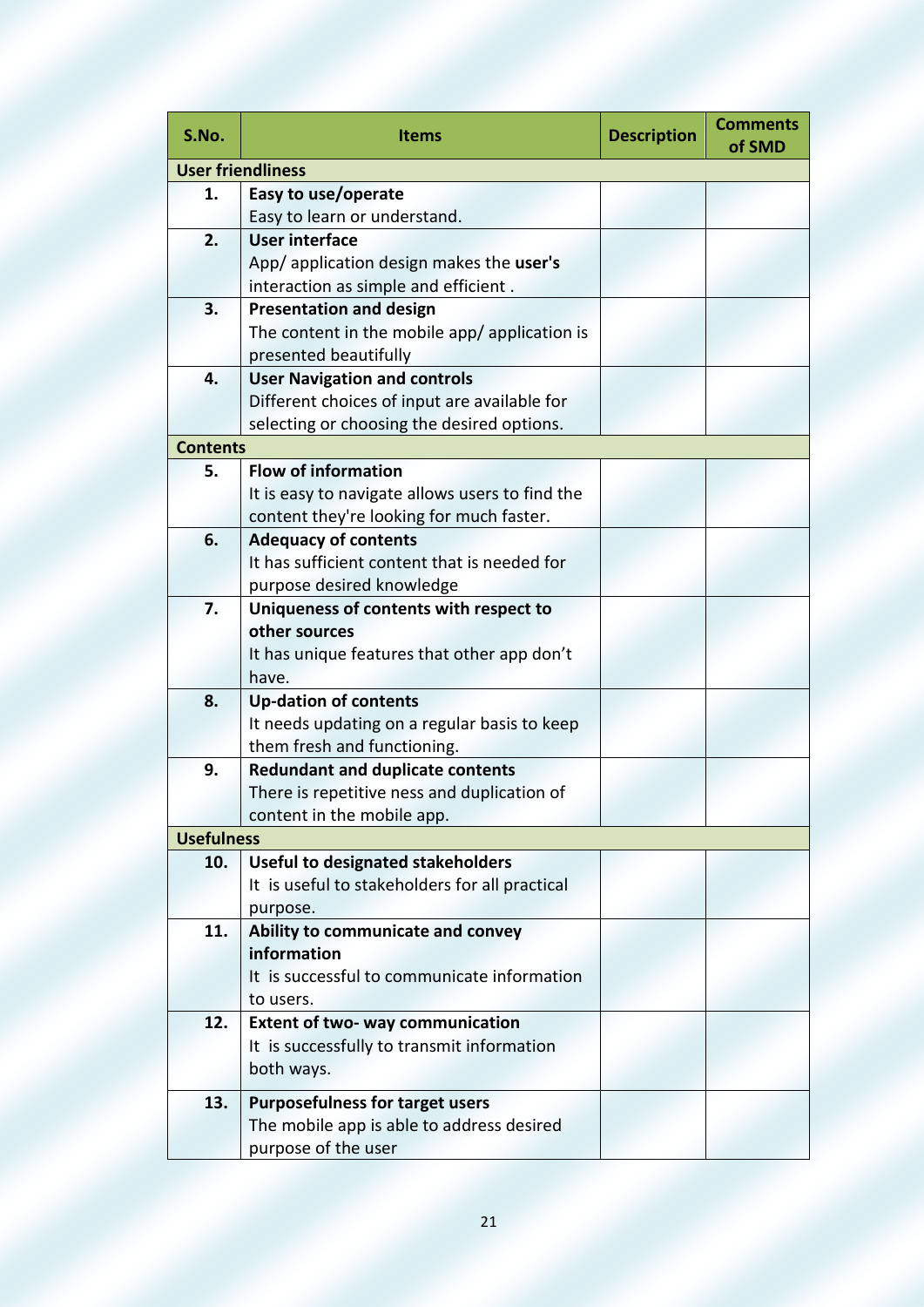| S.No. | Items | Description | Comments of SMD |
|---|---|---|---|
| **User friendliness** | | | |
| **1.** | **Easy to use/operate**<br>Easy to learn or understand. | | |
| **2.** | **User interface**<br>App/ application design makes the **user's** interaction as simple and efficient . | | |
| **3.** | **Presentation and design**<br>The content in the mobile app/ application is presented beautifully | | |
| **4.** | **User Navigation and controls**<br>Different choices of input are available for selecting or choosing the desired options. | | |
| **Contents** | | | |
| **5.** | **Flow of information**<br>It is easy to navigate allows users to find the content they're looking for much faster. | | |
| **6.** | **Adequacy of contents**<br>It has sufficient content that is needed for purpose desired knowledge | | |
| **7.** | **Uniqueness of contents with respect to other sources**<br>It has unique features that other app don't have. | | |
| **8.** | **Up-dation of contents**<br>It needs updating on a regular basis to keep them fresh and functioning. | | |
| **9.** | **Redundant and duplicate contents**<br>There is repetitive ness and duplication of content in the mobile app. | | |
| **Usefulness** | | | |
| **10.** | **Useful to designated stakeholders**<br>It is useful to stakeholders for all practical purpose. | | |
| **11.** | **Ability to communicate and convey information**<br>It is successful to communicate information to users. | | |
| **12.** | **Extent of two- way communication**<br>It is successfully to transmit information both ways. | | |
| **13.** | **Purposefulness for target users**<br>The mobile app is able to address desired purpose of the user | | |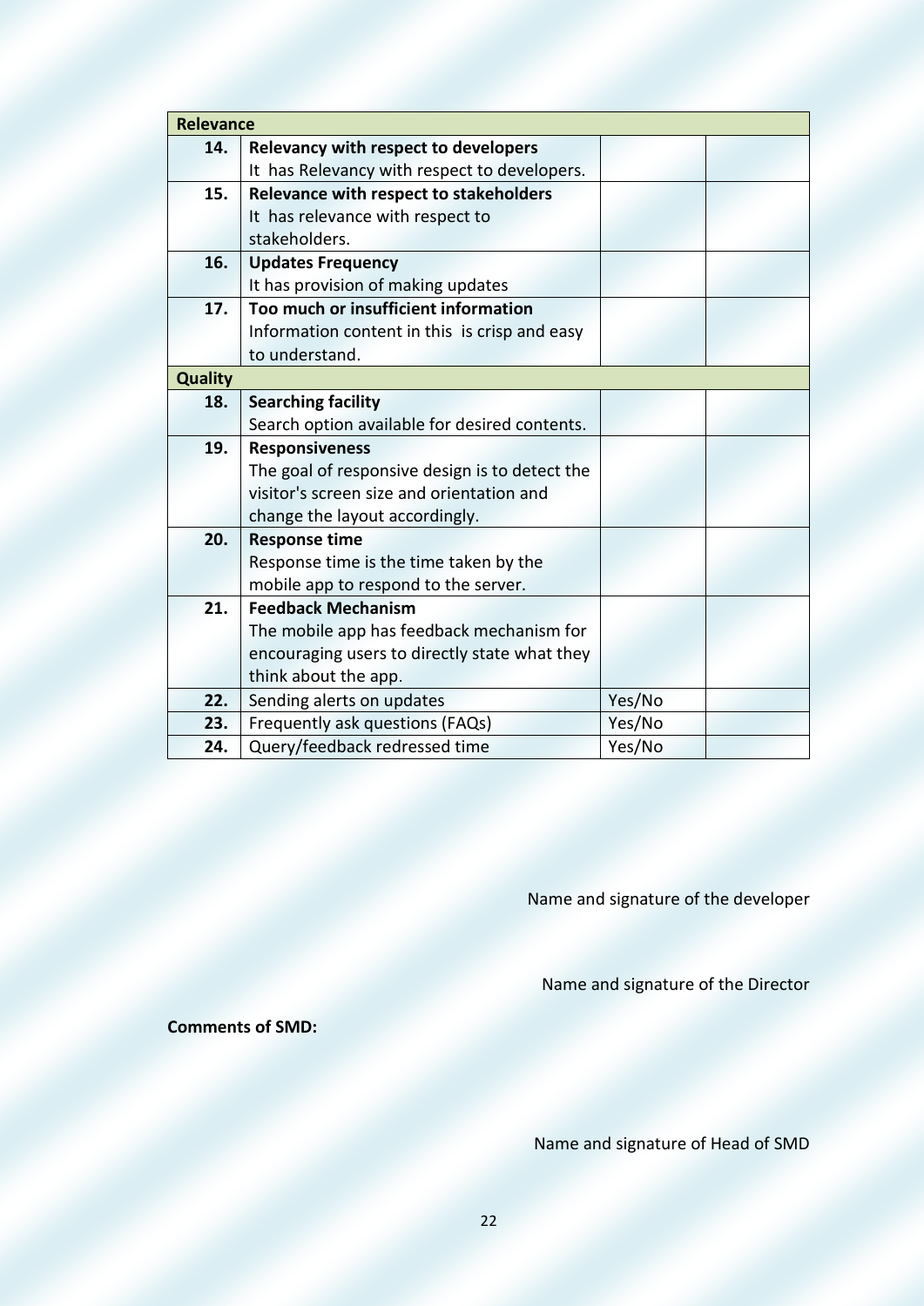| | | | |
|---|---|---|---|
| **Relevance** | | | |
| **14.** | **Relevancy with respect to developers**<br>It has Relevancy with respect to developers. | | |
| **15.** | **Relevance with respect to stakeholders**<br>It has relevance with respect to stakeholders. | | |
| **16.** | **Updates Frequency**<br>It has provision of making updates | | |
| **17.** | **Too much or insufficient information**<br>Information content in this is crisp and easy to understand. | | |
| **Quality** | | | |
| **18.** | **Searching facility**<br>Search option available for desired contents. | | |
| **19.** | **Responsiveness**<br>The goal of responsive design is to detect the visitor's screen size and orientation and change the layout accordingly. | | |
| **20.** | **Response time**<br>Response time is the time taken by the mobile app to respond to the server. | | |
| **21.** | **Feedback Mechanism**<br>The mobile app has feedback mechanism for encouraging users to directly state what they think about the app. | | |
| **22.** | Sending alerts on updates | Yes/No | |
| **23.** | Frequently ask questions (FAQs) | Yes/No | |
| **24.** | Query/feedback redressed time | Yes/No | |

Name and signature of the developer

Name and signature of the Director

**Comments of SMD:**

Name and signature of Head of SMD